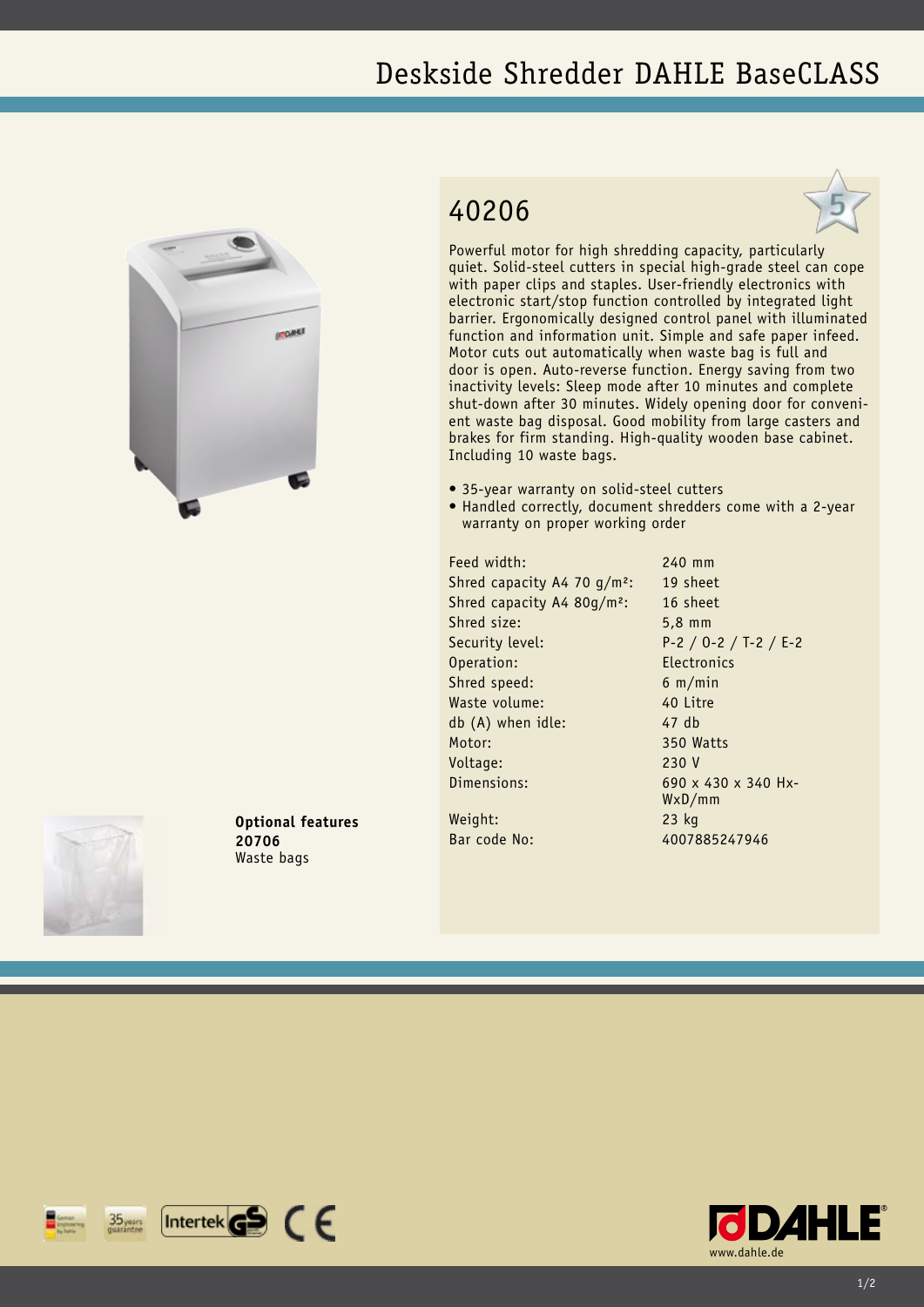# Deskside Shredder DAHLE BaseCLASS

## 40206

Powerful motor for high shredding capacity, particularly quiet. Solid-steel cutters in special high-grade steel can cope with paper clips and staples. User-friendly electronics with electronic start/stop function controlled by integrated light barrier. Ergonomically designed control panel with illuminated function and information unit. Simple and safe paper infeed. Motor cuts out automatically when waste bag is full and door is open. Auto-reverse function. Energy saving from two inactivity levels: Sleep mode after 10 minutes and complete shut-down after 30 minutes. Widely opening door for convenient waste bag disposal. Good mobility from large casters and brakes for firm standing. High-quality wooden base cabinet. Including 10 waste bags.

- 35-year warranty on solid-steel cutters
- Handled correctly, document shredders come with a 2-year warranty on proper working order

| | |
|---|---|
| Feed width: | 240 mm |
| Shred capacity A4 70 g/m²: | 19 sheet |
| Shred capacity A4 80g/m²: | 16 sheet |
| Shred size: | 5,8 mm |
| Security level: | P-2 / O-2 / T-2 / E-2 |
| Operation: | Electronics |
| Shred speed: | 6 m/min |
| Waste volume: | 40 Litre |
| db (A) when idle: | 47 db |
| Motor: | 350 Watts |
| Voltage: | 230 V |
| Dimensions: | 690 x 430 x 340 Hx-WxD/mm |
| Weight: | 23 kg |
| Bar code No: | 4007885247946 |

**Optional features**
**20706**
Waste bags

www.dahle.de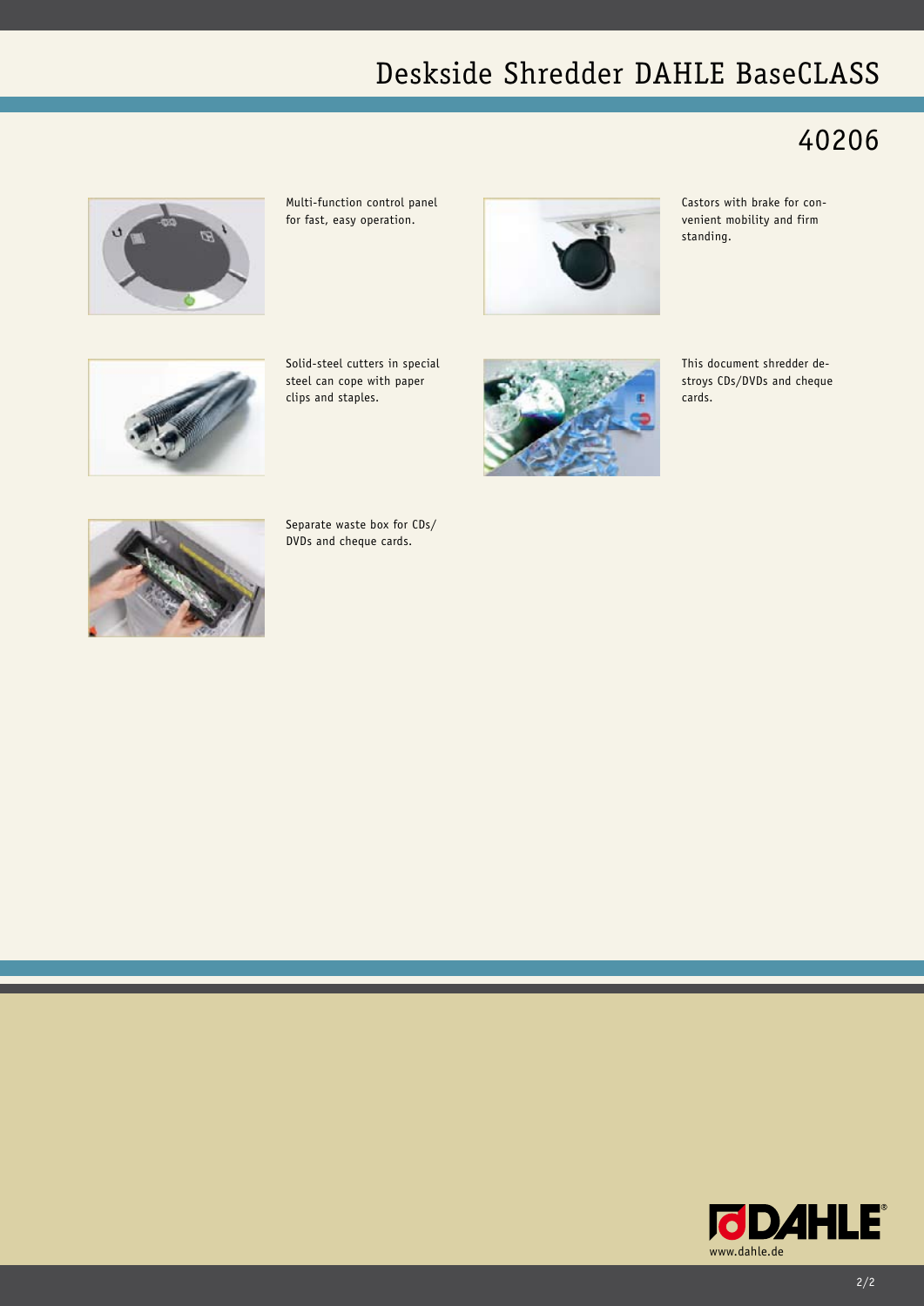# Deskside Shredder DAHLE BaseCLASS

## 40206

Multi-function control panel for fast, easy operation.

Castors with brake for convenient mobility and firm standing.

Solid-steel cutters in special steel can cope with paper clips and staples.

This document shredder destroys CDs/DVDs and cheque cards.

Separate waste box for CDs/ DVDs and cheque cards.

www.dahle.de